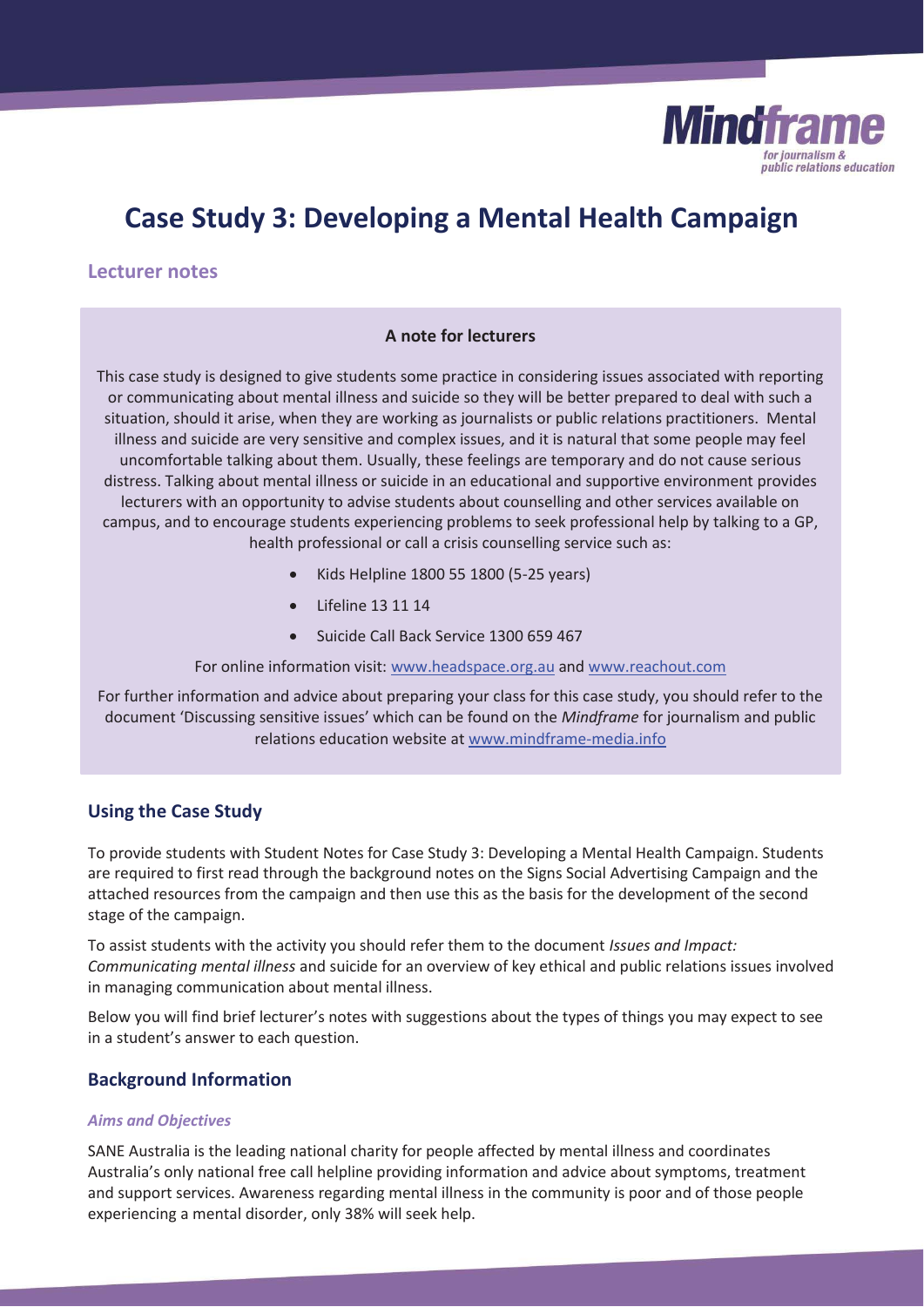# Case Study 3: Developing a Mental Health Campaign

## Lecturer notes

**A note for lecturers**

This case study is designed to give students some practice in considering issues associated with reporting or communicating about mental illness and suicide so they will be better prepared to deal with such a situation, should it arise, when they are working as journalists or public relations practitioners. Mental illness and suicide are very sensitive and complex issues, and it is natural that some people may feel uncomfortable talking about them. Usually, these feelings are temporary and do not cause serious distress. Talking about mental illness or suicide in an educational and supportive environment provides lecturers with an opportunity to advise students about counselling and other services available on campus, and to encourage students experiencing problems to seek professional help by talking to a GP, health professional or call a crisis counselling service such as:

- Kids Helpline 1800 55 1800 (5-25 years)
- Lifeline 13 11 14
- Suicide Call Back Service 1300 659 467

For online information visit: www.headspace.org.au and www.reachout.com

For further information and advice about preparing your class for this case study, you should refer to the document 'Discussing sensitive issues' which can be found on the *Mindframe* for journalism and public relations education website at www.mindframe-media.info

### Using the Case Study

To provide students with Student Notes for Case Study 3: Developing a Mental Health Campaign. Students are required to first read through the background notes on the Signs Social Advertising Campaign and the attached resources from the campaign and then use this as the basis for the development of the second stage of the campaign.

To assist students with the activity you should refer them to the document *Issues and Impact: Communicating mental illness* and suicide for an overview of key ethical and public relations issues involved in managing communication about mental illness.

Below you will find brief lecturer's notes with suggestions about the types of things you may expect to see in a student's answer to each question.

### Background Information

#### *Aims and Objectives*

SANE Australia is the leading national charity for people affected by mental illness and coordinates Australia's only national free call helpline providing information and advice about symptoms, treatment and support services. Awareness regarding mental illness in the community is poor and of those people experiencing a mental disorder, only 38% will seek help.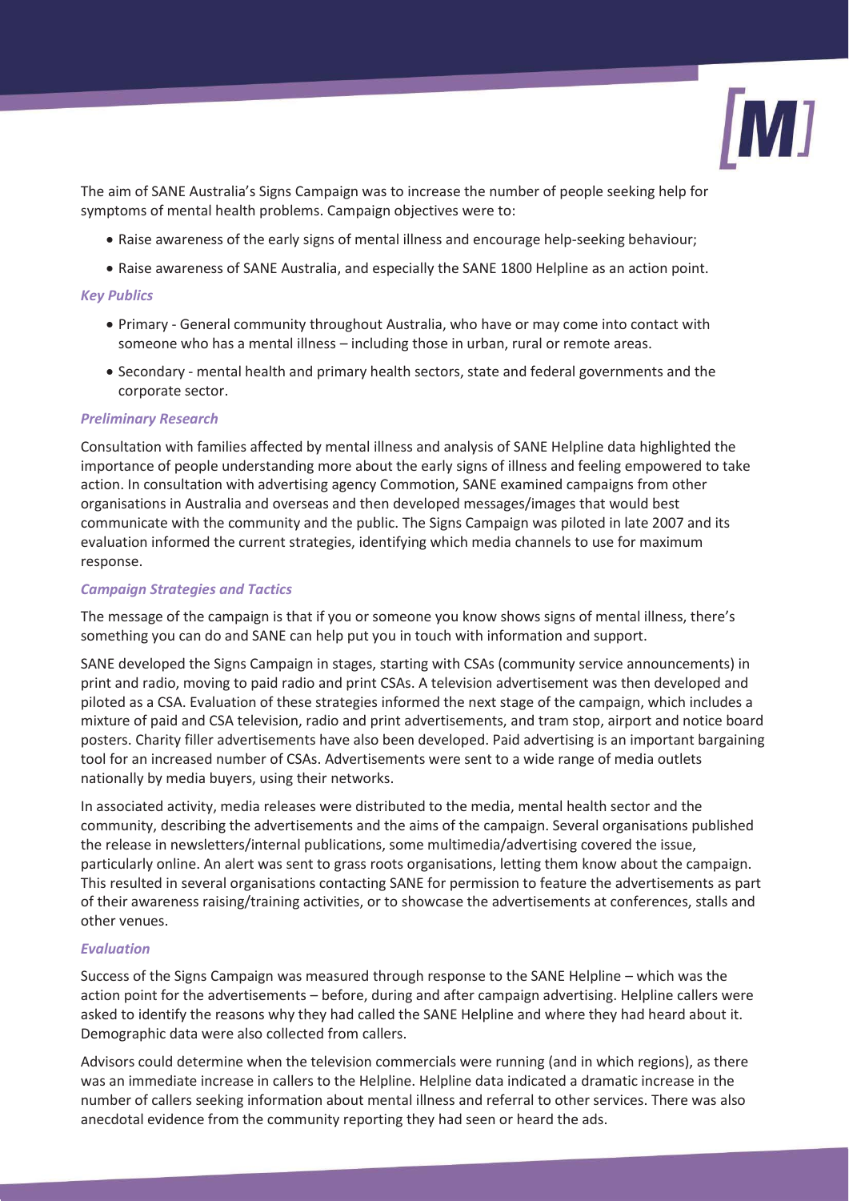The aim of SANE Australia's Signs Campaign was to increase the number of people seeking help for symptoms of mental health problems. Campaign objectives were to:

- Raise awareness of the early signs of mental illness and encourage help-seeking behaviour;
- Raise awareness of SANE Australia, and especially the SANE 1800 Helpline as an action point.

### *Key Publics*

- Primary - General community throughout Australia, who have or may come into contact with someone who has a mental illness – including those in urban, rural or remote areas.
- Secondary - mental health and primary health sectors, state and federal governments and the corporate sector.

### *Preliminary Research*

Consultation with families affected by mental illness and analysis of SANE Helpline data highlighted the importance of people understanding more about the early signs of illness and feeling empowered to take action. In consultation with advertising agency Commotion, SANE examined campaigns from other organisations in Australia and overseas and then developed messages/images that would best communicate with the community and the public. The Signs Campaign was piloted in late 2007 and its evaluation informed the current strategies, identifying which media channels to use for maximum response.

### *Campaign Strategies and Tactics*

The message of the campaign is that if you or someone you know shows signs of mental illness, there's something you can do and SANE can help put you in touch with information and support.

SANE developed the Signs Campaign in stages, starting with CSAs (community service announcements) in print and radio, moving to paid radio and print CSAs. A television advertisement was then developed and piloted as a CSA. Evaluation of these strategies informed the next stage of the campaign, which includes a mixture of paid and CSA television, radio and print advertisements, and tram stop, airport and notice board posters. Charity filler advertisements have also been developed. Paid advertising is an important bargaining tool for an increased number of CSAs. Advertisements were sent to a wide range of media outlets nationally by media buyers, using their networks.

In associated activity, media releases were distributed to the media, mental health sector and the community, describing the advertisements and the aims of the campaign. Several organisations published the release in newsletters/internal publications, some multimedia/advertising covered the issue, particularly online. An alert was sent to grass roots organisations, letting them know about the campaign. This resulted in several organisations contacting SANE for permission to feature the advertisements as part of their awareness raising/training activities, or to showcase the advertisements at conferences, stalls and other venues.

### *Evaluation*

Success of the Signs Campaign was measured through response to the SANE Helpline – which was the action point for the advertisements – before, during and after campaign advertising. Helpline callers were asked to identify the reasons why they had called the SANE Helpline and where they had heard about it. Demographic data were also collected from callers.

Advisors could determine when the television commercials were running (and in which regions), as there was an immediate increase in callers to the Helpline. Helpline data indicated a dramatic increase in the number of callers seeking information about mental illness and referral to other services. There was also anecdotal evidence from the community reporting they had seen or heard the ads.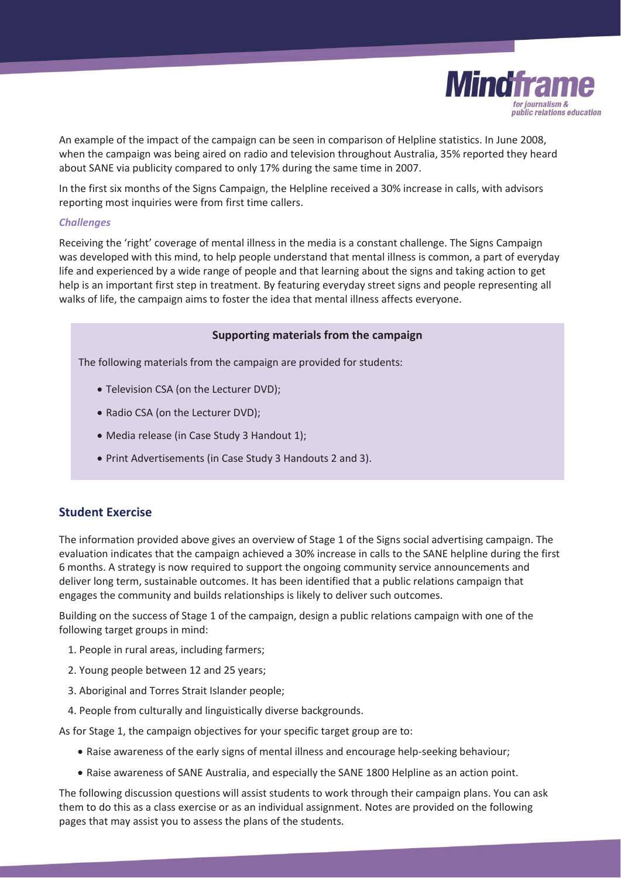An example of the impact of the campaign can be seen in comparison of Helpline statistics. In June 2008, when the campaign was being aired on radio and television throughout Australia, 35% reported they heard about SANE via publicity compared to only 17% during the same time in 2007.

In the first six months of the Signs Campaign, the Helpline received a 30% increase in calls, with advisors reporting most inquiries were from first time callers.

*Challenges*

Receiving the 'right' coverage of mental illness in the media is a constant challenge. The Signs Campaign was developed with this mind, to help people understand that mental illness is common, a part of everyday life and experienced by a wide range of people and that learning about the signs and taking action to get help is an important first step in treatment. By featuring everyday street signs and people representing all walks of life, the campaign aims to foster the idea that mental illness affects everyone.

**Supporting materials from the campaign**

The following materials from the campaign are provided for students:

- Television CSA (on the Lecturer DVD);
- Radio CSA (on the Lecturer DVD);
- Media release (in Case Study 3 Handout 1);
- Print Advertisements (in Case Study 3 Handouts 2 and 3).

## Student Exercise

The information provided above gives an overview of Stage 1 of the Signs social advertising campaign. The evaluation indicates that the campaign achieved a 30% increase in calls to the SANE helpline during the first 6 months. A strategy is now required to support the ongoing community service announcements and deliver long term, sustainable outcomes. It has been identified that a public relations campaign that engages the community and builds relationships is likely to deliver such outcomes.

Building on the success of Stage 1 of the campaign, design a public relations campaign with one of the following target groups in mind:

1. People in rural areas, including farmers;
2. Young people between 12 and 25 years;
3. Aboriginal and Torres Strait Islander people;
4. People from culturally and linguistically diverse backgrounds.

As for Stage 1, the campaign objectives for your specific target group are to:

- Raise awareness of the early signs of mental illness and encourage help-seeking behaviour;
- Raise awareness of SANE Australia, and especially the SANE 1800 Helpline as an action point.

The following discussion questions will assist students to work through their campaign plans. You can ask them to do this as a class exercise or as an individual assignment. Notes are provided on the following pages that may assist you to assess the plans of the students.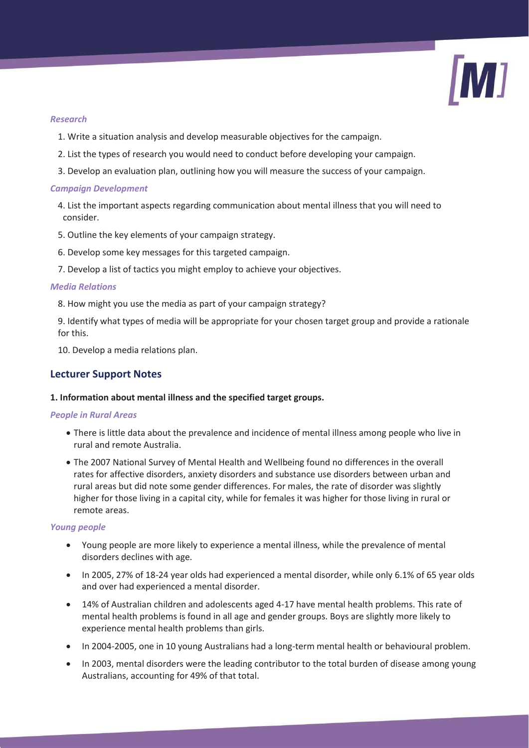*Research*

1. Write a situation analysis and develop measurable objectives for the campaign.
2. List the types of research you would need to conduct before developing your campaign.
3. Develop an evaluation plan, outlining how you will measure the success of your campaign.

*Campaign Development*

4. List the important aspects regarding communication about mental illness that you will need to consider.
5. Outline the key elements of your campaign strategy.
6. Develop some key messages for this targeted campaign.
7. Develop a list of tactics you might employ to achieve your objectives.

*Media Relations*

8. How might you use the media as part of your campaign strategy?
9. Identify what types of media will be appropriate for your chosen target group and provide a rationale for this.
10. Develop a media relations plan.

## Lecturer Support Notes

**1. Information about mental illness and the specified target groups.**

*People in Rural Areas*

- There is little data about the prevalence and incidence of mental illness among people who live in rural and remote Australia.
- The 2007 National Survey of Mental Health and Wellbeing found no differences in the overall rates for affective disorders, anxiety disorders and substance use disorders between urban and rural areas but did note some gender differences. For males, the rate of disorder was slightly higher for those living in a capital city, while for females it was higher for those living in rural or remote areas.

*Young people*

- Young people are more likely to experience a mental illness, while the prevalence of mental disorders declines with age.
- In 2005, 27% of 18-24 year olds had experienced a mental disorder, while only 6.1% of 65 year olds and over had experienced a mental disorder.
- 14% of Australian children and adolescents aged 4-17 have mental health problems. This rate of mental health problems is found in all age and gender groups. Boys are slightly more likely to experience mental health problems than girls.
- In 2004-2005, one in 10 young Australians had a long-term mental health or behavioural problem.
- In 2003, mental disorders were the leading contributor to the total burden of disease among young Australians, accounting for 49% of that total.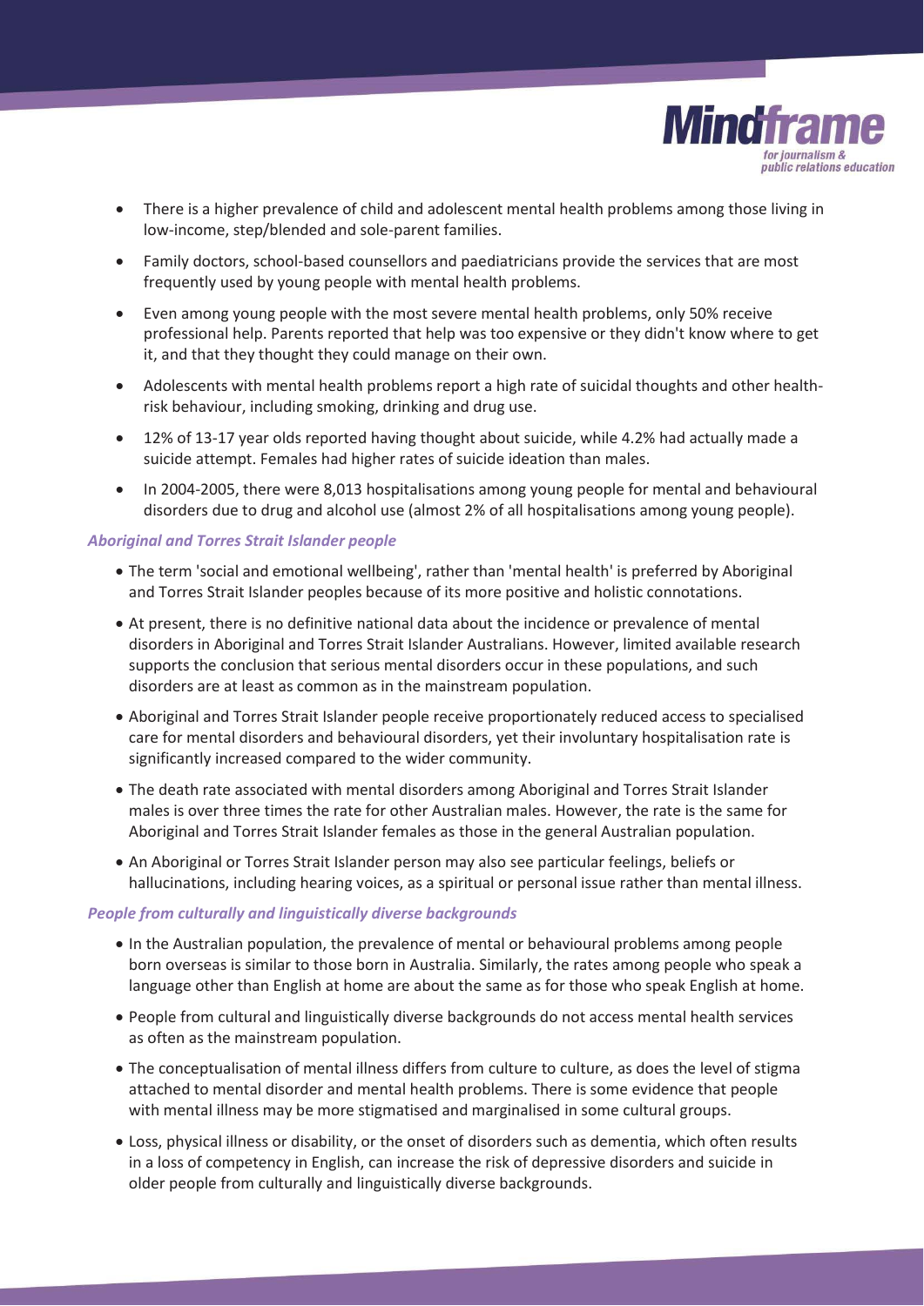- There is a higher prevalence of child and adolescent mental health problems among those living in low-income, step/blended and sole-parent families.
- Family doctors, school-based counsellors and paediatricians provide the services that are most frequently used by young people with mental health problems.
- Even among young people with the most severe mental health problems, only 50% receive professional help. Parents reported that help was too expensive or they didn't know where to get it, and that they thought they could manage on their own.
- Adolescents with mental health problems report a high rate of suicidal thoughts and other health-risk behaviour, including smoking, drinking and drug use.
- 12% of 13-17 year olds reported having thought about suicide, while 4.2% had actually made a suicide attempt. Females had higher rates of suicide ideation than males.
- In 2004-2005, there were 8,013 hospitalisations among young people for mental and behavioural disorders due to drug and alcohol use (almost 2% of all hospitalisations among young people).

### *Aboriginal and Torres Strait Islander people*

- The term 'social and emotional wellbeing', rather than 'mental health' is preferred by Aboriginal and Torres Strait Islander peoples because of its more positive and holistic connotations.
- At present, there is no definitive national data about the incidence or prevalence of mental disorders in Aboriginal and Torres Strait Islander Australians. However, limited available research supports the conclusion that serious mental disorders occur in these populations, and such disorders are at least as common as in the mainstream population.
- Aboriginal and Torres Strait Islander people receive proportionately reduced access to specialised care for mental disorders and behavioural disorders, yet their involuntary hospitalisation rate is significantly increased compared to the wider community.
- The death rate associated with mental disorders among Aboriginal and Torres Strait Islander males is over three times the rate for other Australian males. However, the rate is the same for Aboriginal and Torres Strait Islander females as those in the general Australian population.
- An Aboriginal or Torres Strait Islander person may also see particular feelings, beliefs or hallucinations, including hearing voices, as a spiritual or personal issue rather than mental illness.

### *People from culturally and linguistically diverse backgrounds*

- In the Australian population, the prevalence of mental or behavioural problems among people born overseas is similar to those born in Australia. Similarly, the rates among people who speak a language other than English at home are about the same as for those who speak English at home.
- People from cultural and linguistically diverse backgrounds do not access mental health services as often as the mainstream population.
- The conceptualisation of mental illness differs from culture to culture, as does the level of stigma attached to mental disorder and mental health problems. There is some evidence that people with mental illness may be more stigmatised and marginalised in some cultural groups.
- Loss, physical illness or disability, or the onset of disorders such as dementia, which often results in a loss of competency in English, can increase the risk of depressive disorders and suicide in older people from culturally and linguistically diverse backgrounds.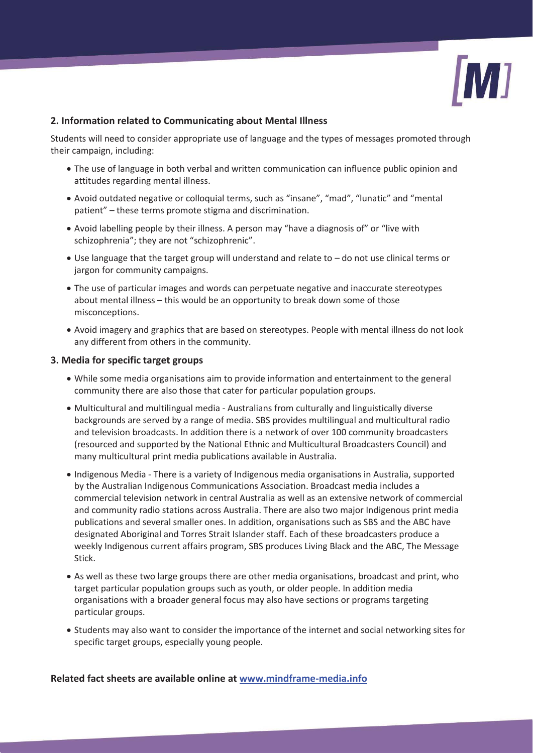## 2. Information related to Communicating about Mental Illness

Students will need to consider appropriate use of language and the types of messages promoted through their campaign, including:

- The use of language in both verbal and written communication can influence public opinion and attitudes regarding mental illness.
- Avoid outdated negative or colloquial terms, such as "insane", "mad", "lunatic" and "mental patient" – these terms promote stigma and discrimination.
- Avoid labelling people by their illness. A person may "have a diagnosis of" or "live with schizophrenia"; they are not "schizophrenic".
- Use language that the target group will understand and relate to – do not use clinical terms or jargon for community campaigns.
- The use of particular images and words can perpetuate negative and inaccurate stereotypes about mental illness – this would be an opportunity to break down some of those misconceptions.
- Avoid imagery and graphics that are based on stereotypes. People with mental illness do not look any different from others in the community.

## 3. Media for specific target groups

- While some media organisations aim to provide information and entertainment to the general community there are also those that cater for particular population groups.
- Multicultural and multilingual media - Australians from culturally and linguistically diverse backgrounds are served by a range of media. SBS provides multilingual and multicultural radio and television broadcasts. In addition there is a network of over 100 community broadcasters (resourced and supported by the National Ethnic and Multicultural Broadcasters Council) and many multicultural print media publications available in Australia.
- Indigenous Media - There is a variety of Indigenous media organisations in Australia, supported by the Australian Indigenous Communications Association. Broadcast media includes a commercial television network in central Australia as well as an extensive network of commercial and community radio stations across Australia. There are also two major Indigenous print media publications and several smaller ones. In addition, organisations such as SBS and the ABC have designated Aboriginal and Torres Strait Islander staff. Each of these broadcasters produce a weekly Indigenous current affairs program, SBS produces Living Black and the ABC, The Message Stick.
- As well as these two large groups there are other media organisations, broadcast and print, who target particular population groups such as youth, or older people. In addition media organisations with a broader general focus may also have sections or programs targeting particular groups.
- Students may also want to consider the importance of the internet and social networking sites for specific target groups, especially young people.

**Related fact sheets are available online at www.mindframe-media.info**